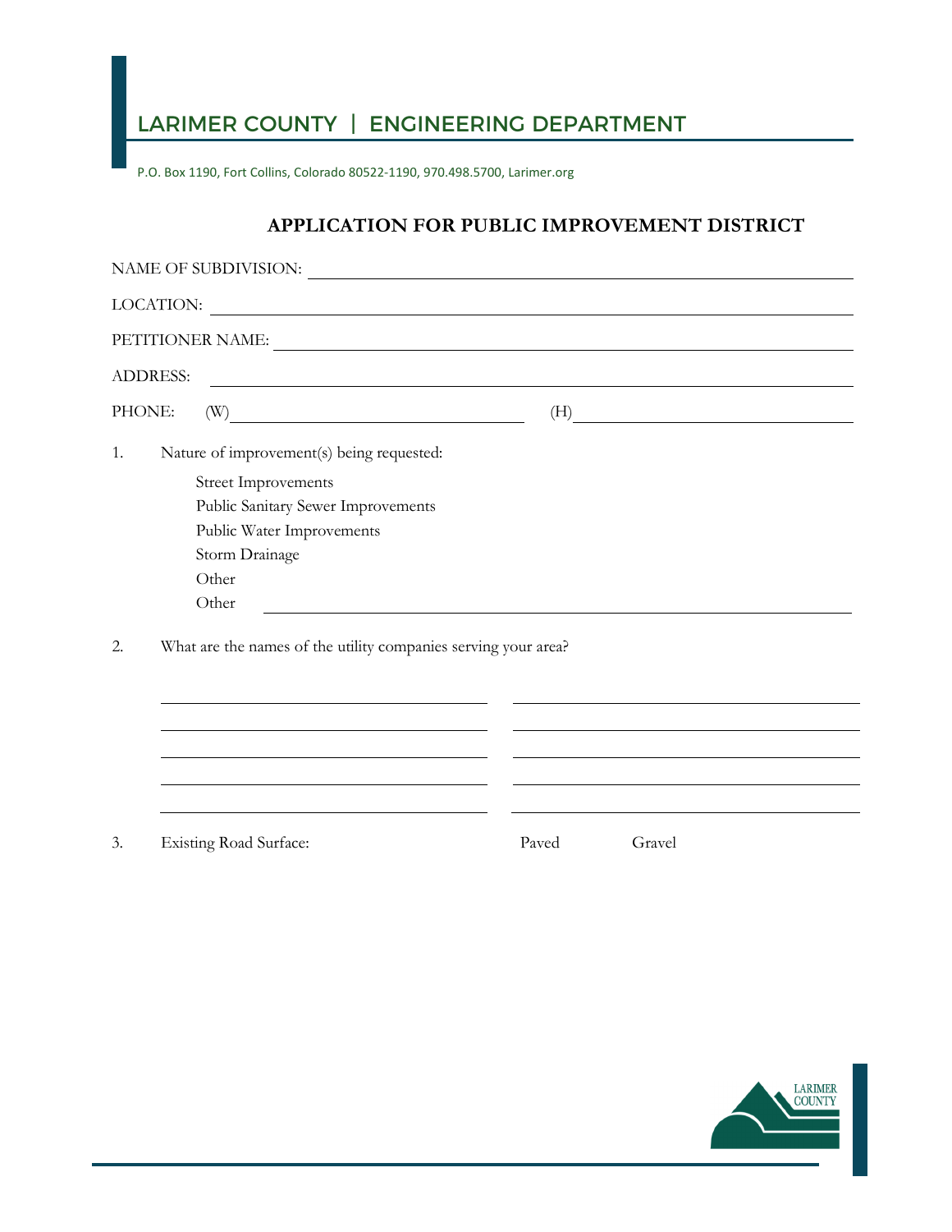# LARIMER COUNTY | ENGINEERING DEPARTMENT

P.O. Box 1190, Fort Collins, Colorado 80522-1190, 970.498.5700, Larimer.org

## APPLICATION FOR PUBLIC IMPROVEMENT DISTRICT

NAME OF SUBDIVISION: ______________________________

LOCATION: ______________________________

PETITIONER NAME: ______________________________

ADDRESS: ______________________________

PHONE: (W) ______________________________ (H) ______________________________

1. Nature of improvement(s) being requested:

   Street Improvements
   Public Sanitary Sewer Improvements
   Public Water Improvements
   Storm Drainage
   Other
   Other ______________________________

2. What are the names of the utility companies serving your area?

   ______________________________ ______________________________
   ______________________________ ______________________________
   ______________________________ ______________________________
   ______________________________ ______________________________
   ______________________________ ______________________________

3. Existing Road Surface: Paved Gravel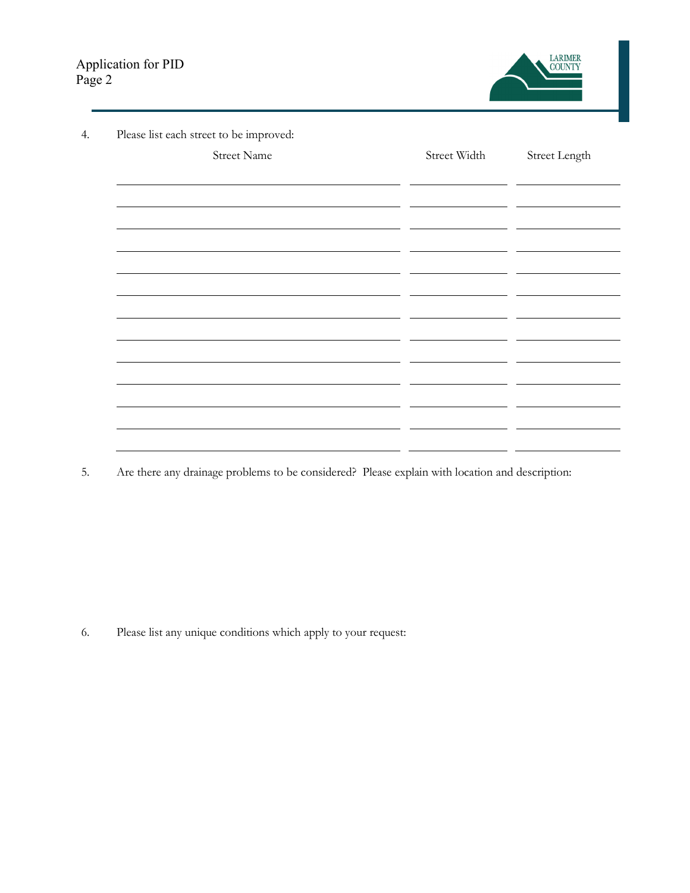4. Please list each street to be improved:

| Street Name | Street Width | Street Length |
| --- | --- | --- |
| | | |
| | | |
| | | |
| | | |
| | | |
| | | |
| | | |
| | | |
| | | |
| | | |
| | | |
| | | |
| | | |

5. Are there any drainage problems to be considered? Please explain with location and description:

6. Please list any unique conditions which apply to your request: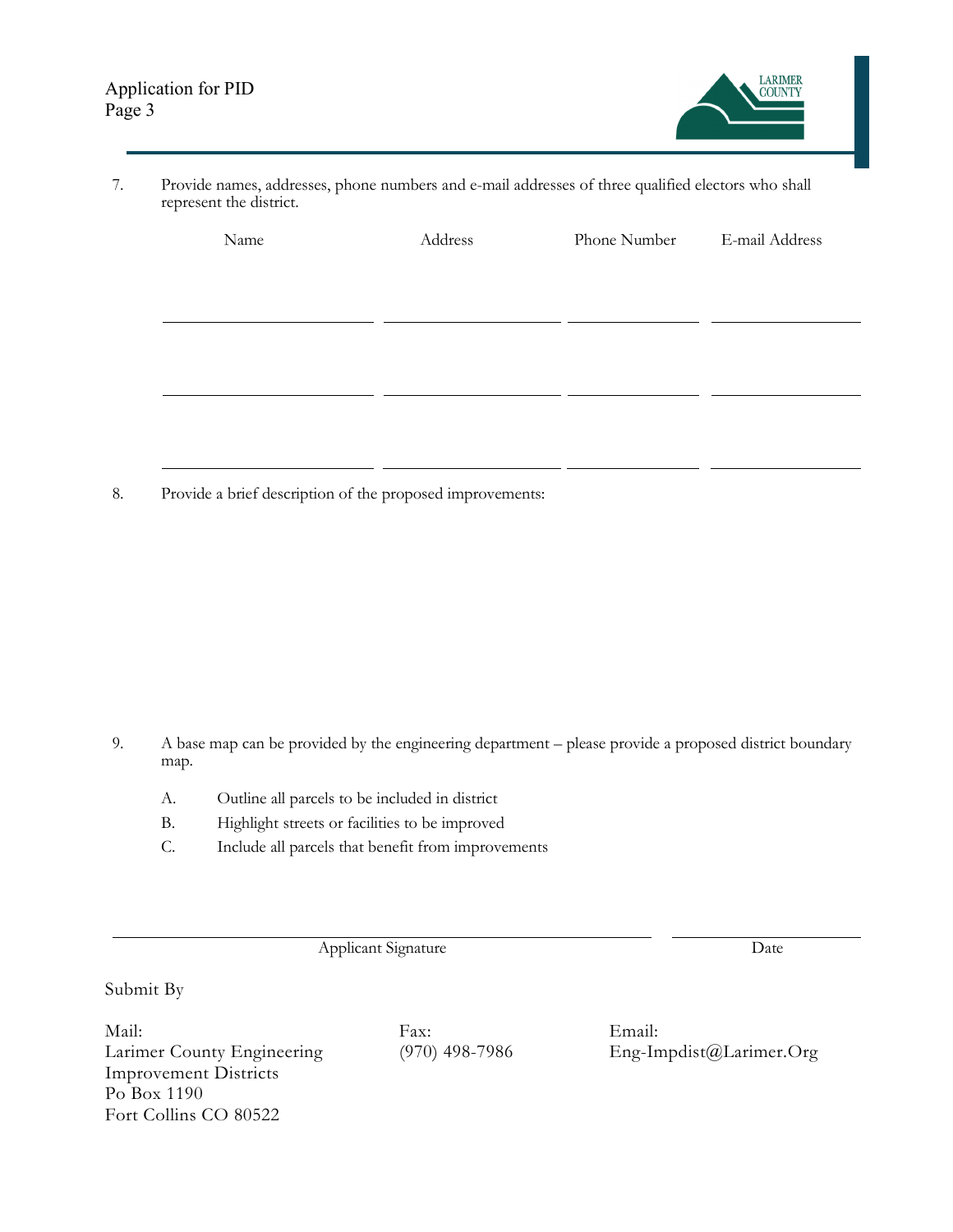7. Provide names, addresses, phone numbers and e-mail addresses of three qualified electors who shall represent the district.

| Name | Address | Phone Number | E-mail Address |
|---|---|---|---|
| | | | |
| | | | |
| | | | |

8. Provide a brief description of the proposed improvements:

9. A base map can be provided by the engineering department – please provide a proposed district boundary map.

   A. Outline all parcels to be included in district

   B. Highlight streets or facilities to be improved

   C. Include all parcels that benefit from improvements

______________________________ Applicant Signature    __________ Date

Submit By

Mail:
Larimer County Engineering
Improvement Districts
Po Box 1190
Fort Collins CO 80522

Fax:
(970) 498-7986

Email:
Eng-Impdist@Larimer.Org